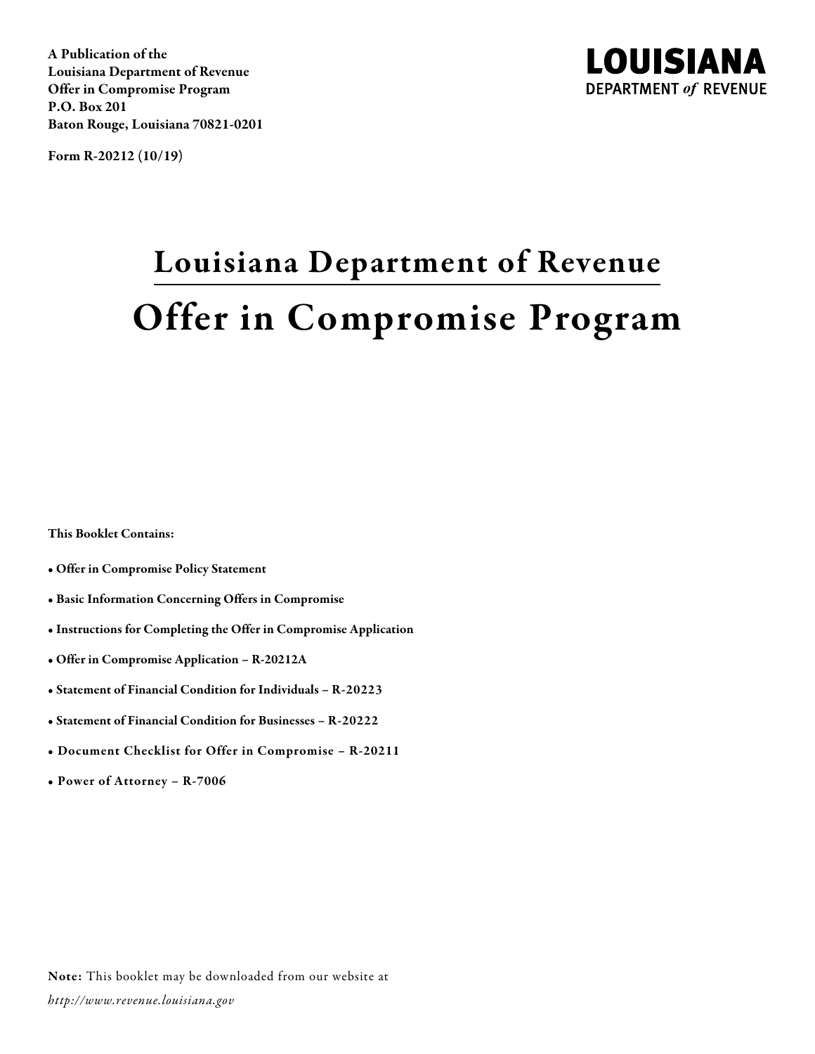A Publication of the
Louisiana Department of Revenue
Offer in Compromise Program
P.O. Box 201
Baton Rouge, Louisiana 70821-0201

Form R-20212 (10/19)

**LOUISIANA**
**DEPARTMENT *of* REVENUE**

# Louisiana Department of Revenue

# Offer in Compromise Program

**This Booklet Contains:**

- **Offer in Compromise Policy Statement**
- **Basic Information Concerning Offers in Compromise**
- **Instructions for Completing the Offer in Compromise Application**
- **Offer in Compromise Application – R-20212A**
- **Statement of Financial Condition for Individuals – R-20223**
- **Statement of Financial Condition for Businesses – R-20222**
- **Document Checklist for Offer in Compromise – R-20211**
- **Power of Attorney – R-7006**

**Note:** This booklet may be downloaded from our website at *http://www.revenue.louisiana.gov*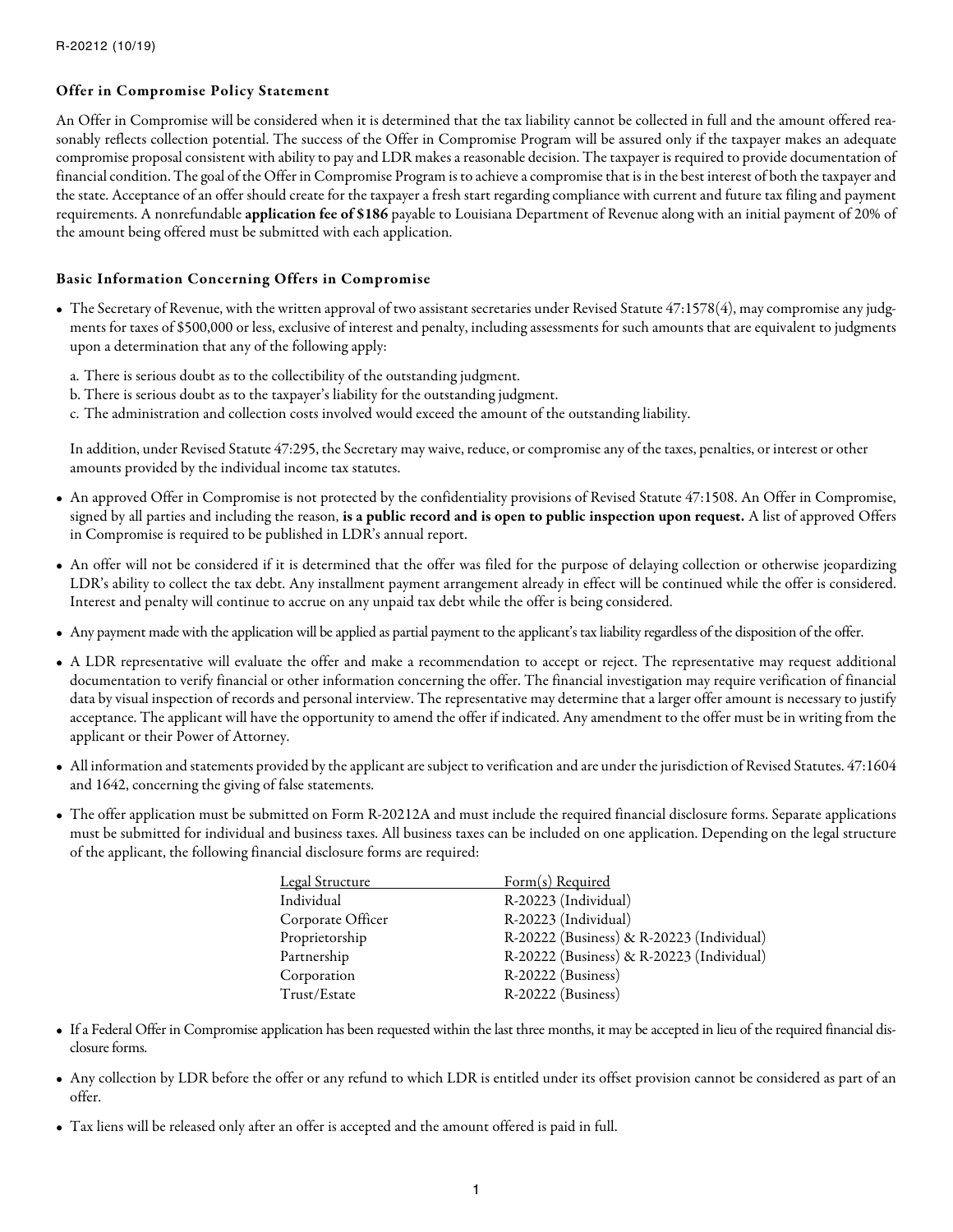R-20212 (10/19)

### Offer in Compromise Policy Statement

An Offer in Compromise will be considered when it is determined that the tax liability cannot be collected in full and the amount offered reasonably reflects collection potential. The success of the Offer in Compromise Program will be assured only if the taxpayer makes an adequate compromise proposal consistent with ability to pay and LDR makes a reasonable decision. The taxpayer is required to provide documentation of financial condition. The goal of the Offer in Compromise Program is to achieve a compromise that is in the best interest of both the taxpayer and the state. Acceptance of an offer should create for the taxpayer a fresh start regarding compliance with current and future tax filing and payment requirements. A nonrefundable **application fee of $186** payable to Louisiana Department of Revenue along with an initial payment of 20% of the amount being offered must be submitted with each application.

### Basic Information Concerning Offers in Compromise

- The Secretary of Revenue, with the written approval of two assistant secretaries under Revised Statute 47:1578(4), may compromise any judgments for taxes of $500,000 or less, exclusive of interest and penalty, including assessments for such amounts that are equivalent to judgments upon a determination that any of the following apply:

  a. There is serious doubt as to the collectibility of the outstanding judgment.
  b. There is serious doubt as to the taxpayer's liability for the outstanding judgment.
  c. The administration and collection costs involved would exceed the amount of the outstanding liability.

  In addition, under Revised Statute 47:295, the Secretary may waive, reduce, or compromise any of the taxes, penalties, or interest or other amounts provided by the individual income tax statutes.

- An approved Offer in Compromise is not protected by the confidentiality provisions of Revised Statute 47:1508. An Offer in Compromise, signed by all parties and including the reason, **is a public record and is open to public inspection upon request.** A list of approved Offers in Compromise is required to be published in LDR's annual report.

- An offer will not be considered if it is determined that the offer was filed for the purpose of delaying collection or otherwise jeopardizing LDR's ability to collect the tax debt. Any installment payment arrangement already in effect will be continued while the offer is considered. Interest and penalty will continue to accrue on any unpaid tax debt while the offer is being considered.

- Any payment made with the application will be applied as partial payment to the applicant's tax liability regardless of the disposition of the offer.

- A LDR representative will evaluate the offer and make a recommendation to accept or reject. The representative may request additional documentation to verify financial or other information concerning the offer. The financial investigation may require verification of financial data by visual inspection of records and personal interview. The representative may determine that a larger offer amount is necessary to justify acceptance. The applicant will have the opportunity to amend the offer if indicated. Any amendment to the offer must be in writing from the applicant or their Power of Attorney.

- All information and statements provided by the applicant are subject to verification and are under the jurisdiction of Revised Statutes. 47:1604 and 1642, concerning the giving of false statements.

- The offer application must be submitted on Form R-20212A and must include the required financial disclosure forms. Separate applications must be submitted for individual and business taxes. All business taxes can be included on one application. Depending on the legal structure of the applicant, the following financial disclosure forms are required:

| Legal Structure | Form(s) Required |
|---|---|
| Individual | R-20223 (Individual) |
| Corporate Officer | R-20223 (Individual) |
| Proprietorship | R-20222 (Business) & R-20223 (Individual) |
| Partnership | R-20222 (Business) & R-20223 (Individual) |
| Corporation | R-20222 (Business) |
| Trust/Estate | R-20222 (Business) |

- If a Federal Offer in Compromise application has been requested within the last three months, it may be accepted in lieu of the required financial disclosure forms.

- Any collection by LDR before the offer or any refund to which LDR is entitled under its offset provision cannot be considered as part of an offer.

- Tax liens will be released only after an offer is accepted and the amount offered is paid in full.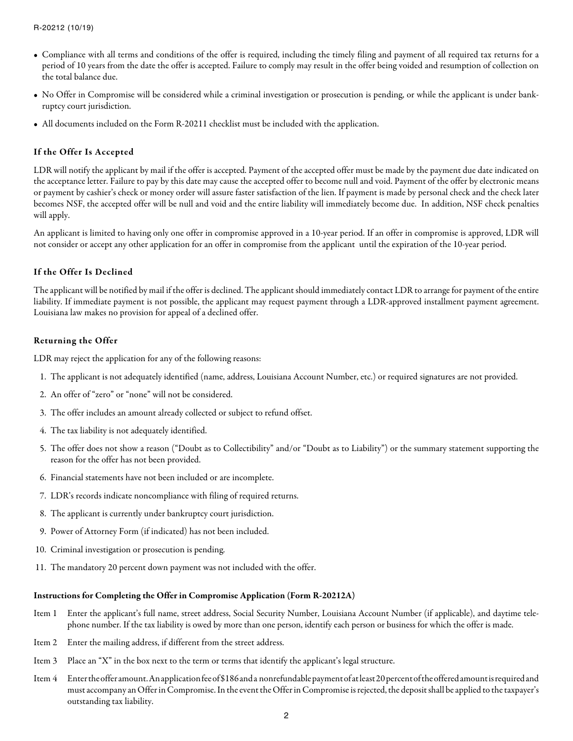- Compliance with all terms and conditions of the offer is required, including the timely filing and payment of all required tax returns for a period of 10 years from the date the offer is accepted. Failure to comply may result in the offer being voided and resumption of collection on the total balance due.
- No Offer in Compromise will be considered while a criminal investigation or prosecution is pending, or while the applicant is under bankruptcy court jurisdiction.
- All documents included on the Form R-20211 checklist must be included with the application.

### If the Offer Is Accepted

LDR will notify the applicant by mail if the offer is accepted. Payment of the accepted offer must be made by the payment due date indicated on the acceptance letter. Failure to pay by this date may cause the accepted offer to become null and void. Payment of the offer by electronic means or payment by cashier's check or money order will assure faster satisfaction of the lien. If payment is made by personal check and the check later becomes NSF, the accepted offer will be null and void and the entire liability will immediately become due. In addition, NSF check penalties will apply.

An applicant is limited to having only one offer in compromise approved in a 10-year period. If an offer in compromise is approved, LDR will not consider or accept any other application for an offer in compromise from the applicant until the expiration of the 10-year period.

### If the Offer Is Declined

The applicant will be notified by mail if the offer is declined. The applicant should immediately contact LDR to arrange for payment of the entire liability. If immediate payment is not possible, the applicant may request payment through a LDR-approved installment payment agreement. Louisiana law makes no provision for appeal of a declined offer.

### Returning the Offer

LDR may reject the application for any of the following reasons:

1. The applicant is not adequately identified (name, address, Louisiana Account Number, etc.) or required signatures are not provided.
2. An offer of "zero" or "none" will not be considered.
3. The offer includes an amount already collected or subject to refund offset.
4. The tax liability is not adequately identified.
5. The offer does not show a reason ("Doubt as to Collectibility" and/or "Doubt as to Liability") or the summary statement supporting the reason for the offer has not been provided.
6. Financial statements have not been included or are incomplete.
7. LDR's records indicate noncompliance with filing of required returns.
8. The applicant is currently under bankruptcy court jurisdiction.
9. Power of Attorney Form (if indicated) has not been included.
10. Criminal investigation or prosecution is pending.
11. The mandatory 20 percent down payment was not included with the offer.

### Instructions for Completing the Offer in Compromise Application (Form R-20212A)

Item 1 Enter the applicant's full name, street address, Social Security Number, Louisiana Account Number (if applicable), and daytime telephone number. If the tax liability is owed by more than one person, identify each person or business for which the offer is made.

Item 2 Enter the mailing address, if different from the street address.

Item 3 Place an "X" in the box next to the term or terms that identify the applicant's legal structure.

Item 4 Enter the offer amount. An application fee of $186 and a nonrefundable payment of at least 20 percent of the offered amount is required and must accompany an Offer in Compromise. In the event the Offer in Compromise is rejected, the deposit shall be applied to the taxpayer's outstanding tax liability.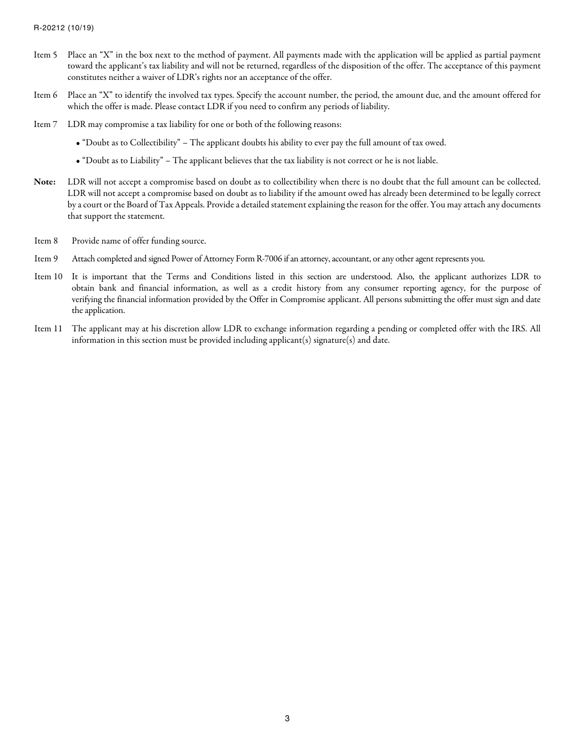Item 5 Place an "X" in the box next to the method of payment. All payments made with the application will be applied as partial payment toward the applicant's tax liability and will not be returned, regardless of the disposition of the offer. The acceptance of this payment constitutes neither a waiver of LDR's rights nor an acceptance of the offer.

Item 6 Place an "X" to identify the involved tax types. Specify the account number, the period, the amount due, and the amount offered for which the offer is made. Please contact LDR if you need to confirm any periods of liability.

Item 7 LDR may compromise a tax liability for one or both of the following reasons:

- "Doubt as to Collectibility" – The applicant doubts his ability to ever pay the full amount of tax owed.
- "Doubt as to Liability" – The applicant believes that the tax liability is not correct or he is not liable.

**Note:** LDR will not accept a compromise based on doubt as to collectibility when there is no doubt that the full amount can be collected. LDR will not accept a compromise based on doubt as to liability if the amount owed has already been determined to be legally correct by a court or the Board of Tax Appeals. Provide a detailed statement explaining the reason for the offer. You may attach any documents that support the statement.

Item 8 Provide name of offer funding source.

Item 9 Attach completed and signed Power of Attorney Form R-7006 if an attorney, accountant, or any other agent represents you.

Item 10 It is important that the Terms and Conditions listed in this section are understood. Also, the applicant authorizes LDR to obtain bank and financial information, as well as a credit history from any consumer reporting agency, for the purpose of verifying the financial information provided by the Offer in Compromise applicant. All persons submitting the offer must sign and date the application.

Item 11 The applicant may at his discretion allow LDR to exchange information regarding a pending or completed offer with the IRS. All information in this section must be provided including applicant(s) signature(s) and date.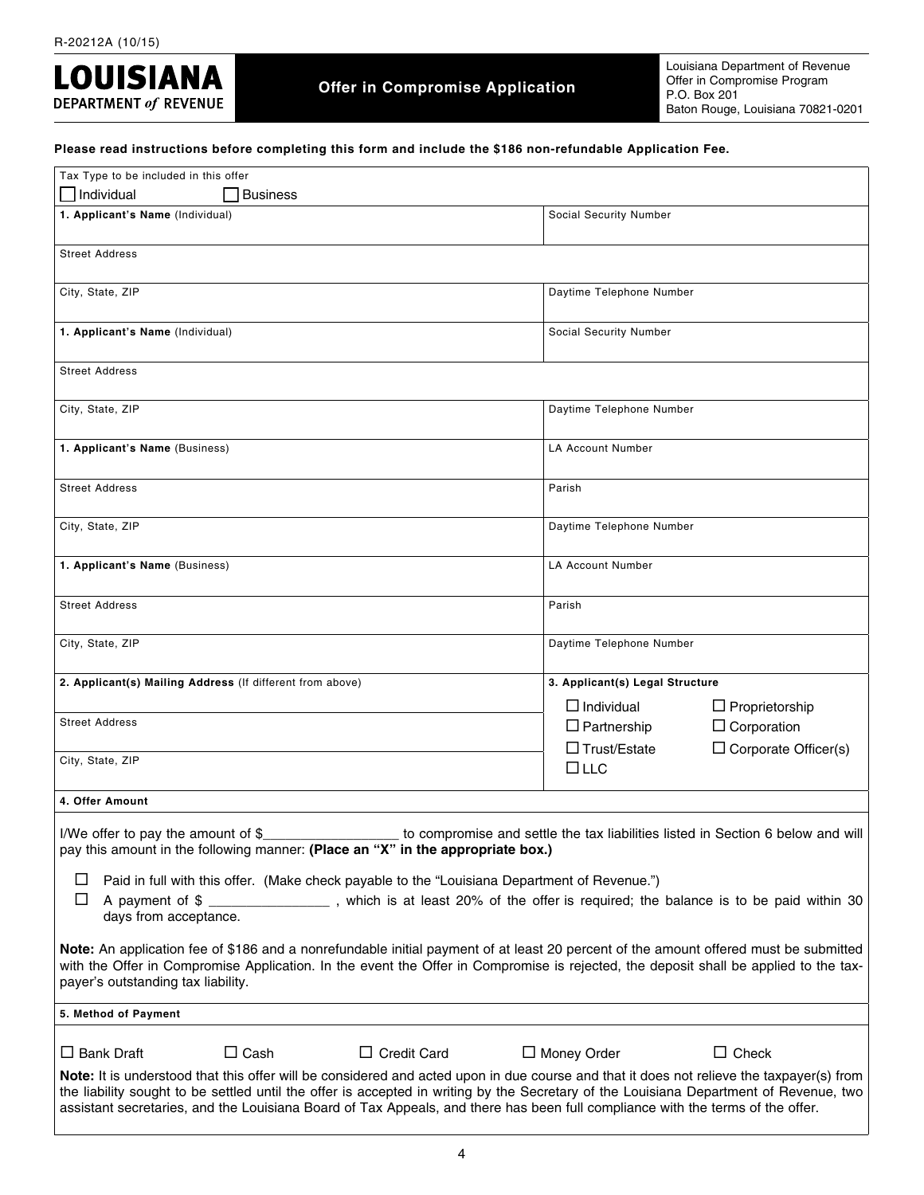R-20212A (10/15)

**LOUISIANA DEPARTMENT *of* REVENUE**

# Offer in Compromise Application

Louisiana Department of Revenue
Offer in Compromise Program
P.O. Box 201
Baton Rouge, Louisiana 70821-0201

**Please read instructions before completing this form and include the $186 non-refundable Application Fee.**

Tax Type to be included in this offer

☐ Individual ☐ Business

| | |
|---|---|
| **1. Applicant's Name** (Individual) | Social Security Number |
| Street Address | |
| City, State, ZIP | Daytime Telephone Number |
| **1. Applicant's Name** (Individual) | Social Security Number |
| Street Address | |
| City, State, ZIP | Daytime Telephone Number |
| **1. Applicant's Name** (Business) | LA Account Number |
| Street Address | Parish |
| City, State, ZIP | Daytime Telephone Number |
| **1. Applicant's Name** (Business) | LA Account Number |
| Street Address | Parish |
| City, State, ZIP | Daytime Telephone Number |

| | |
|---|---|
| **2. Applicant(s) Mailing Address** (If different from above) | **3. Applicant(s) Legal Structure** |
| Street Address | ☐ Individual ☐ Proprietorship ☐ Partnership ☐ Corporation |
| City, State, ZIP | ☐ Trust/Estate ☐ Corporate Officer(s) ☐ LLC |

**4. Offer Amount**

I/We offer to pay the amount of $_________________ to compromise and settle the tax liabilities listed in Section 6 below and will pay this amount in the following manner: **(Place an "X" in the appropriate box.)**

☐ Paid in full with this offer. (Make check payable to the "Louisiana Department of Revenue.")

☐ A payment of $ _______________ , which is at least 20% of the offer is required; the balance is to be paid within 30 days from acceptance.

**Note:** An application fee of $186 and a nonrefundable initial payment of at least 20 percent of the amount offered must be submitted with the Offer in Compromise Application. In the event the Offer in Compromise is rejected, the deposit shall be applied to the taxpayer's outstanding tax liability.

**5. Method of Payment**

☐ Bank Draft ☐ Cash ☐ Credit Card ☐ Money Order ☐ Check

**Note:** It is understood that this offer will be considered and acted upon in due course and that it does not relieve the taxpayer(s) from the liability sought to be settled until the offer is accepted in writing by the Secretary of the Louisiana Department of Revenue, two assistant secretaries, and the Louisiana Board of Tax Appeals, and there has been full compliance with the terms of the offer.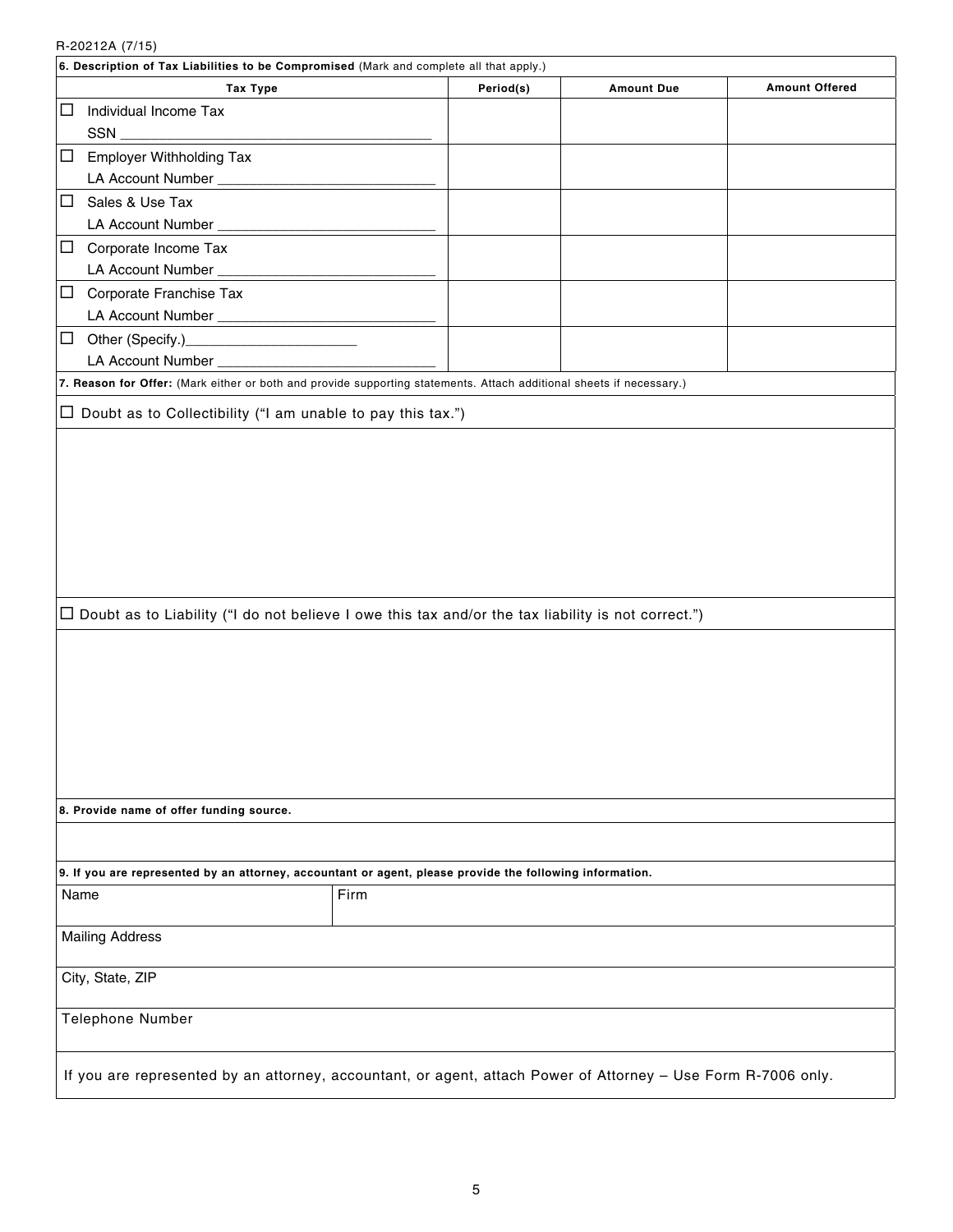R-20212A (7/15)

**6. Description of Tax Liabilities to be Compromised** (Mark and complete all that apply.)

| Tax Type | Period(s) | Amount Due | Amount Offered |
|---|---|---|---|
| ☐ Individual Income Tax<br>SSN ________________________ | | | |
| ☐ Employer Withholding Tax<br>LA Account Number ________________ | | | |
| ☐ Sales & Use Tax<br>LA Account Number ________________ | | | |
| ☐ Corporate Income Tax<br>LA Account Number ________________ | | | |
| ☐ Corporate Franchise Tax<br>LA Account Number ________________ | | | |
| ☐ Other (Specify.)______________<br>LA Account Number ________________ | | | |

**7. Reason for Offer:** (Mark either or both and provide supporting statements. Attach additional sheets if necessary.)

☐ Doubt as to Collectibility ("I am unable to pay this tax.")

☐ Doubt as to Liability ("I do not believe I owe this tax and/or the tax liability is not correct.")

**8. Provide name of offer funding source.**

**9. If you are represented by an attorney, accountant or agent, please provide the following information.**

| Name | Firm |
|---|---|
| Mailing Address | |
| City, State, ZIP | |
| Telephone Number | |

If you are represented by an attorney, accountant, or agent, attach Power of Attorney – Use Form R-7006 only.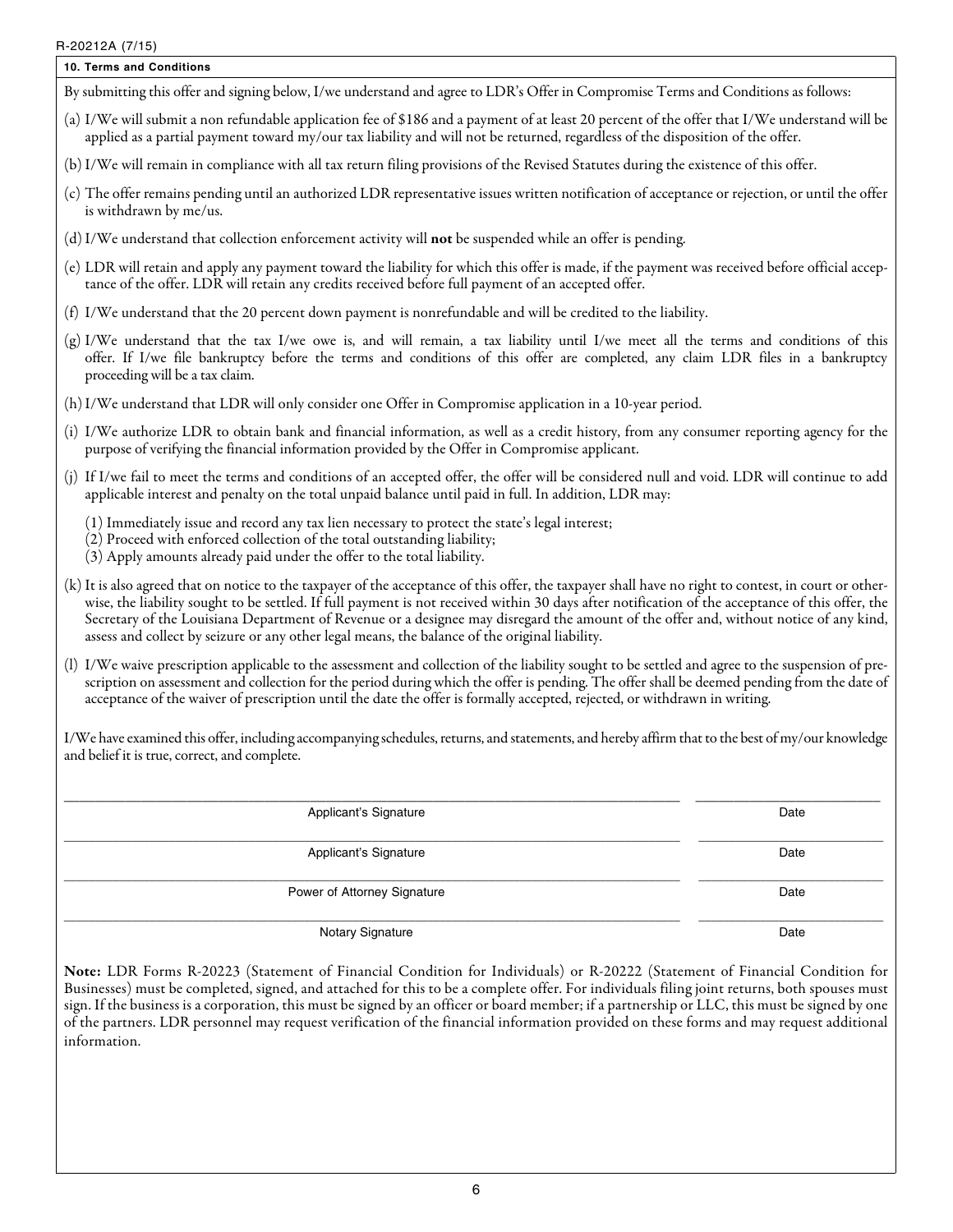R-20212A (7/15)

## 10. Terms and Conditions

By submitting this offer and signing below, I/we understand and agree to LDR's Offer in Compromise Terms and Conditions as follows:

(a) I/We will submit a non refundable application fee of $186 and a payment of at least 20 percent of the offer that I/We understand will be applied as a partial payment toward my/our tax liability and will not be returned, regardless of the disposition of the offer.

(b) I/We will remain in compliance with all tax return filing provisions of the Revised Statutes during the existence of this offer.

(c) The offer remains pending until an authorized LDR representative issues written notification of acceptance or rejection, or until the offer is withdrawn by me/us.

(d) I/We understand that collection enforcement activity will **not** be suspended while an offer is pending.

(e) LDR will retain and apply any payment toward the liability for which this offer is made, if the payment was received before official acceptance of the offer. LDR will retain any credits received before full payment of an accepted offer.

(f) I/We understand that the 20 percent down payment is nonrefundable and will be credited to the liability.

(g) I/We understand that the tax I/we owe is, and will remain, a tax liability until I/we meet all the terms and conditions of this offer. If I/we file bankruptcy before the terms and conditions of this offer are completed, any claim LDR files in a bankruptcy proceeding will be a tax claim.

(h) I/We understand that LDR will only consider one Offer in Compromise application in a 10-year period.

(i) I/We authorize LDR to obtain bank and financial information, as well as a credit history, from any consumer reporting agency for the purpose of verifying the financial information provided by the Offer in Compromise applicant.

(j) If I/we fail to meet the terms and conditions of an accepted offer, the offer will be considered null and void. LDR will continue to add applicable interest and penalty on the total unpaid balance until paid in full. In addition, LDR may:

(1) Immediately issue and record any tax lien necessary to protect the state's legal interest;
(2) Proceed with enforced collection of the total outstanding liability;
(3) Apply amounts already paid under the offer to the total liability.

(k) It is also agreed that on notice to the taxpayer of the acceptance of this offer, the taxpayer shall have no right to contest, in court or otherwise, the liability sought to be settled. If full payment is not received within 30 days after notification of the acceptance of this offer, the Secretary of the Louisiana Department of Revenue or a designee may disregard the amount of the offer and, without notice of any kind, assess and collect by seizure or any other legal means, the balance of the original liability.

(l) I/We waive prescription applicable to the assessment and collection of the liability sought to be settled and agree to the suspension of prescription on assessment and collection for the period during which the offer is pending. The offer shall be deemed pending from the date of acceptance of the waiver of prescription until the date the offer is formally accepted, rejected, or withdrawn in writing.

I/We have examined this offer, including accompanying schedules, returns, and statements, and hereby affirm that to the best of my/our knowledge and belief it is true, correct, and complete.

| | |
|---|---|
| Applicant's Signature | Date |
| Applicant's Signature | Date |
| Power of Attorney Signature | Date |
| Notary Signature | Date |

**Note:** LDR Forms R-20223 (Statement of Financial Condition for Individuals) or R-20222 (Statement of Financial Condition for Businesses) must be completed, signed, and attached for this to be a complete offer. For individuals filing joint returns, both spouses must sign. If the business is a corporation, this must be signed by an officer or board member; if a partnership or LLC, this must be signed by one of the partners. LDR personnel may request verification of the financial information provided on these forms and may request additional information.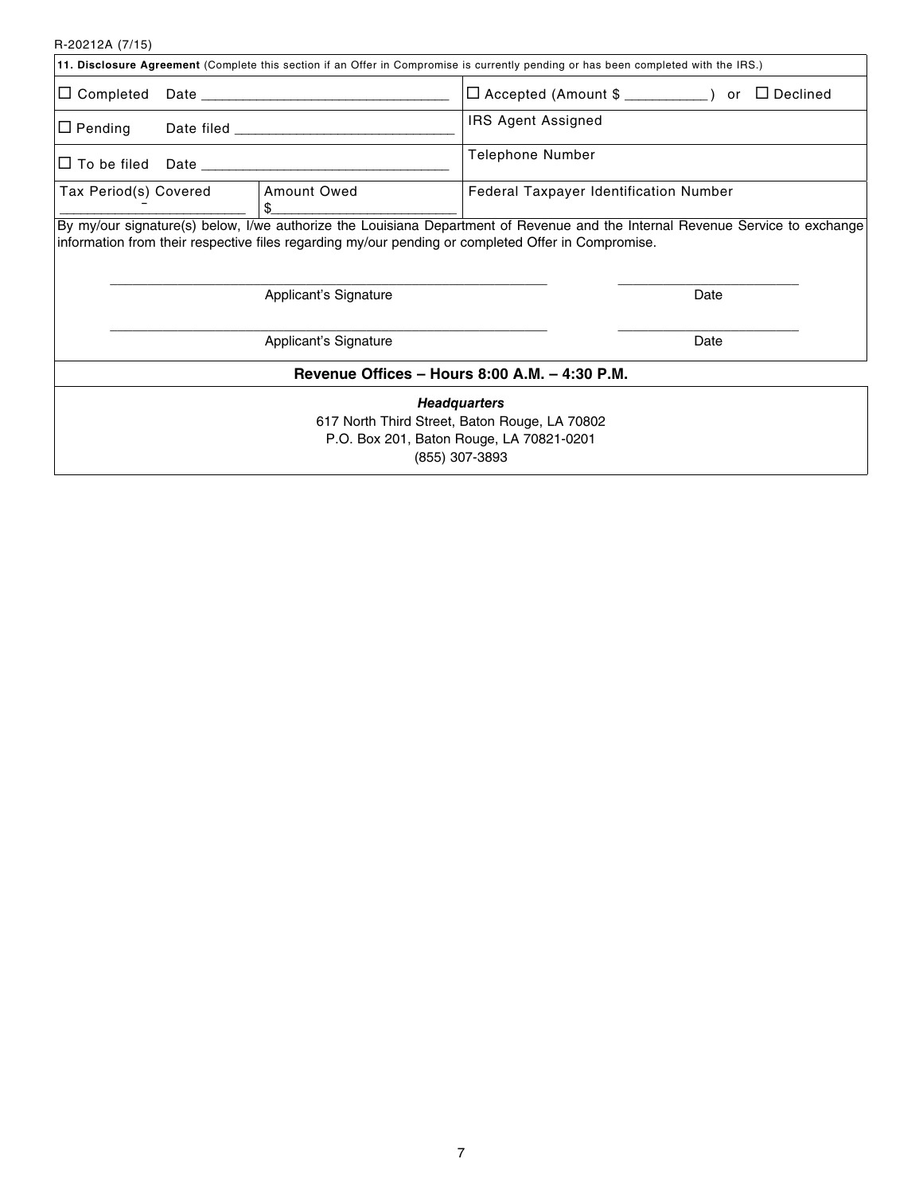R-20212A (7/15)

**11. Disclosure Agreement** (Complete this section if an Offer in Compromise is currently pending or has been completed with the IRS.)

| | | |
|---|---|---|
| ☐ Completed Date ______________________________ | | ☐ Accepted (Amount $ __________) or ☐ Declined |
| ☐ Pending Date filed ___________________________ | | IRS Agent Assigned |
| ☐ To be filed Date ______________________________ | | Telephone Number |
| Tax Period(s) Covered ______________________ | Amount Owed $______________________ | Federal Taxpayer Identification Number |

By my/our signature(s) below, I/we authorize the Louisiana Department of Revenue and the Internal Revenue Service to exchange information from their respective files regarding my/our pending or completed Offer in Compromise.

_______________________________________________ ____________________
Applicant's Signature Date

_______________________________________________ ____________________
Applicant's Signature Date

**Revenue Offices – Hours 8:00 A.M. – 4:30 P.M.**

***Headquarters***
617 North Third Street, Baton Rouge, LA 70802
P.O. Box 201, Baton Rouge, LA 70821-0201
(855) 307-3893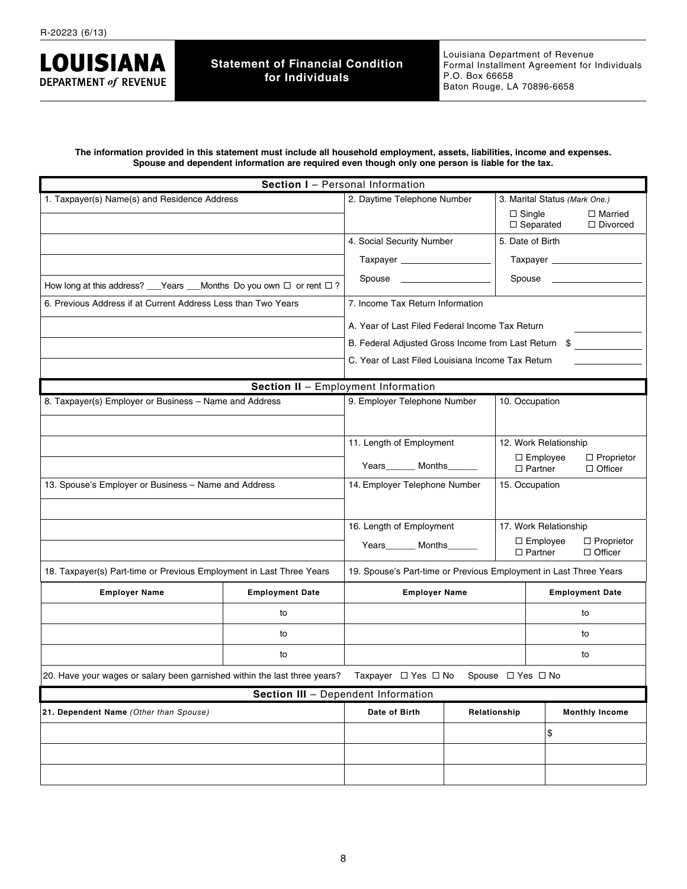R-20223 (6/13)

**LOUISIANA**
**DEPARTMENT of REVENUE**

# Statement of Financial Condition for Individuals

Louisiana Department of Revenue
Formal Installment Agreement for Individuals
P.O. Box 66658
Baton Rouge, LA 70896-6658

**The information provided in this statement must include all household employment, assets, liabilities, income and expenses. Spouse and dependent information are required even though only one person is liable for the tax.**

## Section I – Personal Information

| 1. Taxpayer(s) Name(s) and Residence Address | 2. Daytime Telephone Number | 3. Marital Status *(Mark One.)* ☐ Single ☐ Married ☐ Separated ☐ Divorced |
|---|---|---|
| | 4. Social Security Number | 5. Date of Birth |
| | Taxpayer ________________ | Taxpayer ________________ |
| How long at this address? ___Years ___Months Do you own ☐ or rent ☐ ? | Spouse ________________ | Spouse ________________ |

| 6. Previous Address if at Current Address Less than Two Years | 7. Income Tax Return Information |
|---|---|
| | A. Year of Last Filed Federal Income Tax Return ____________ |
| | B. Federal Adjusted Gross Income from Last Return $ ____________ |
| | C. Year of Last Filed Louisiana Income Tax Return ____________ |

## Section II – Employment Information

| 8. Taxpayer(s) Employer or Business – Name and Address | 9. Employer Telephone Number | 10. Occupation |
|---|---|---|
| | 11. Length of Employment | 12. Work Relationship |
| | Years______ Months______ | ☐ Employee ☐ Proprietor ☐ Partner ☐ Officer |

| 13. Spouse's Employer or Business – Name and Address | 14. Employer Telephone Number | 15. Occupation |
|---|---|---|
| | 16. Length of Employment | 17. Work Relationship |
| | Years______ Months______ | ☐ Employee ☐ Proprietor ☐ Partner ☐ Officer |

| 18. Taxpayer(s) Part-time or Previous Employment in Last Three Years | | 19. Spouse's Part-time or Previous Employment in Last Three Years | |
|---|---|---|---|
| **Employer Name** | **Employment Date** | **Employer Name** | **Employment Date** |
| | to | | to |
| | to | | to |
| | to | | to |

20. Have your wages or salary been garnished within the last three years? Taxpayer ☐ Yes ☐ No Spouse ☐ Yes ☐ No

## Section III – Dependent Information

| **21. Dependent Name** *(Other than Spouse)* | **Date of Birth** | **Relationship** | **Monthly Income** |
|---|---|---|---|
| | | | $ |
| | | | |
| | | | |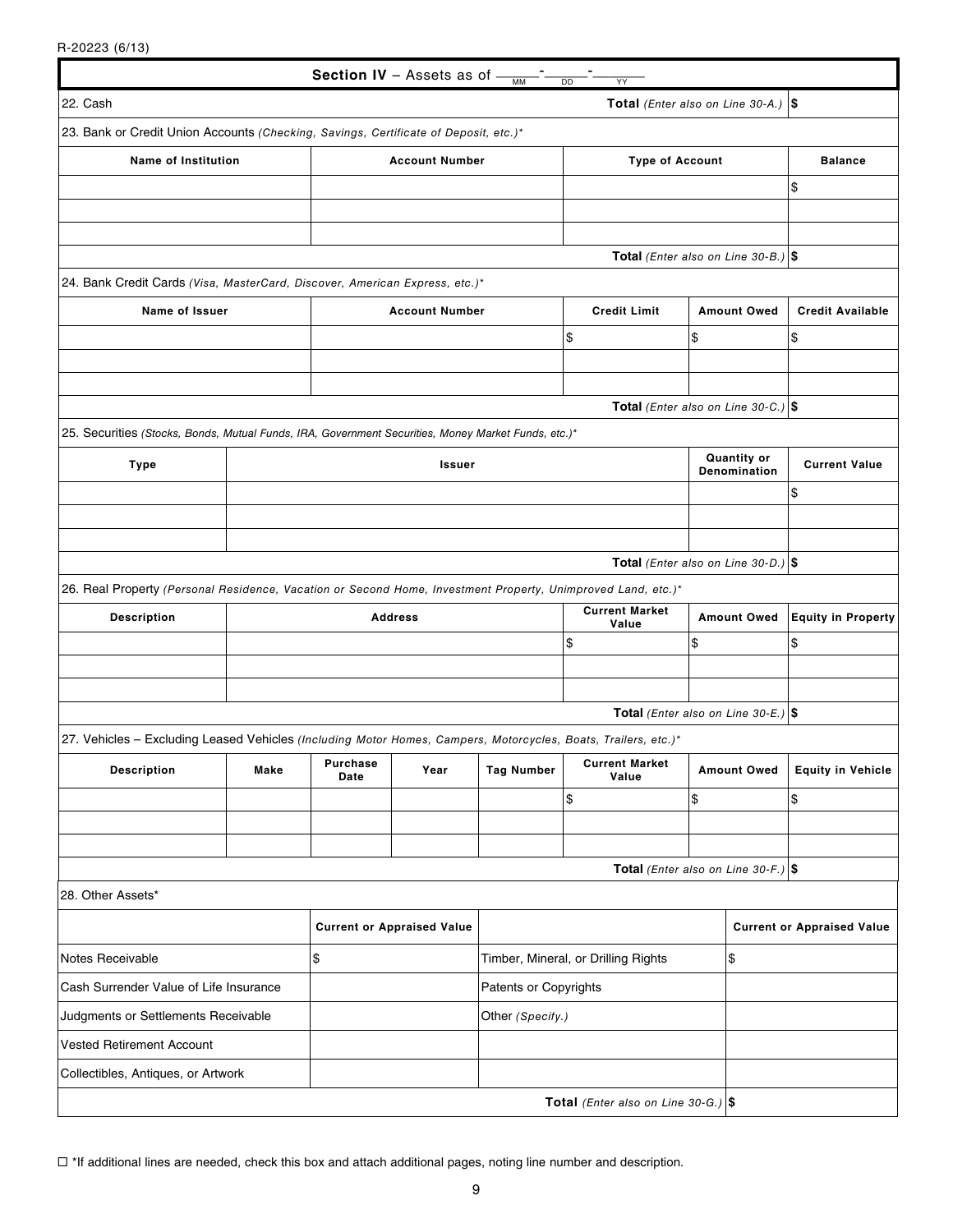R-20223 (6/13)

## Section IV – Assets as of ____-____-____ (MM-DD-YY)

**22. Cash** — **Total** *(Enter also on Line 30-A.)* $

**23. Bank or Credit Union Accounts** *(Checking, Savings, Certificate of Deposit, etc.)**

| Name of Institution | Account Number | Type of Account | Balance |
|---|---|---|---|
| | | | $ |
| | | | |
| | | | |
| | | **Total** *(Enter also on Line 30-B.)* | $ |

**24. Bank Credit Cards** *(Visa, MasterCard, Discover, American Express, etc.)**

| Name of Issuer | Account Number | Credit Limit | Amount Owed | Credit Available |
|---|---|---|---|---|
| | | $ | $ | $ |
| | | | | |
| | | | | |
| | | | **Total** *(Enter also on Line 30-C.)* | $ |

**25. Securities** *(Stocks, Bonds, Mutual Funds, IRA, Government Securities, Money Market Funds, etc.)**

| Type | Issuer | Quantity or Denomination | Current Value |
|---|---|---|---|
| | | | $ |
| | | | |
| | | | |
| | | **Total** *(Enter also on Line 30-D.)* | $ |

**26. Real Property** *(Personal Residence, Vacation or Second Home, Investment Property, Unimproved Land, etc.)**

| Description | Address | Current Market Value | Amount Owed | Equity in Property |
|---|---|---|---|---|
| | | $ | $ | $ |
| | | | | |
| | | | | |
| | | | **Total** *(Enter also on Line 30-E.)* | $ |

**27. Vehicles – Excluding Leased Vehicles** *(Including Motor Homes, Campers, Motorcycles, Boats, Trailers, etc.)**

| Description | Make | Purchase Date | Year | Tag Number | Current Market Value | Amount Owed | Equity in Vehicle |
|---|---|---|---|---|---|---|---|
| | | | | | $ | $ | $ |
| | | | | | | | |
| | | | | | | | |
| | | | | | | **Total** *(Enter also on Line 30-F.)* | $ |

**28. Other Assets***

| | Current or Appraised Value | | Current or Appraised Value |
|---|---|---|---|
| Notes Receivable | $ | Timber, Mineral, or Drilling Rights | $ |
| Cash Surrender Value of Life Insurance | | Patents or Copyrights | |
| Judgments or Settlements Receivable | | Other *(Specify.)* | |
| Vested Retirement Account | | | |
| Collectibles, Antiques, or Artwork | | | |
| | | **Total** *(Enter also on Line 30-G.)* | $ |

☐ *If additional lines are needed, check this box and attach additional pages, noting line number and description.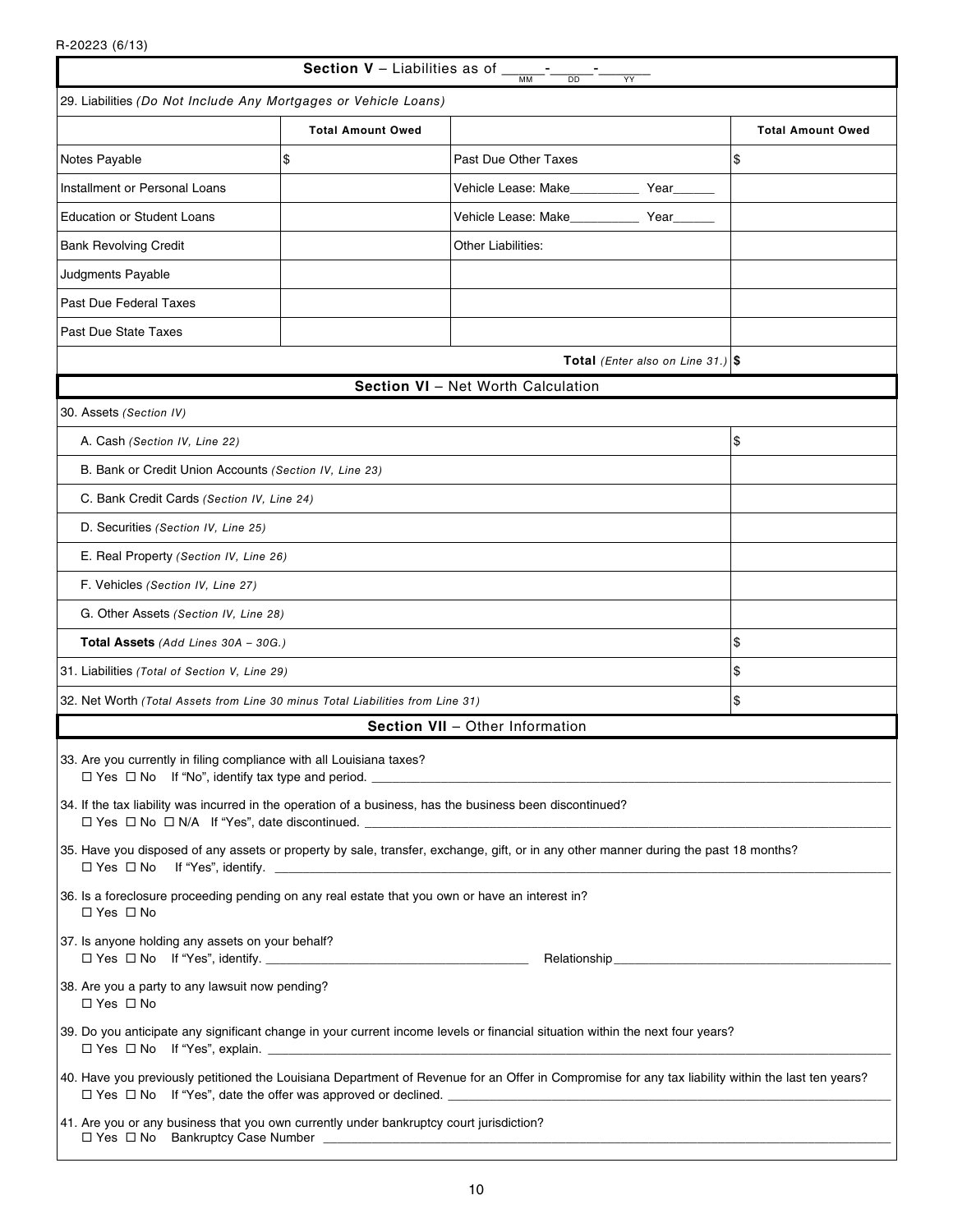R-20223 (6/13)

## Section V – Liabilities as of _____-_____-______ (MM DD YY)

29. Liabilities *(Do Not Include Any Mortgages or Vehicle Loans)*

| | Total Amount Owed | | Total Amount Owed |
|---|---|---|---|
| Notes Payable | $ | Past Due Other Taxes | $ |
| Installment or Personal Loans | | Vehicle Lease: Make__________ Year______ | |
| Education or Student Loans | | Vehicle Lease: Make__________ Year______ | |
| Bank Revolving Credit | | Other Liabilities: | |
| Judgments Payable | | | |
| Past Due Federal Taxes | | | |
| Past Due State Taxes | | | |
| | | **Total** *(Enter also on Line 31.)* | **$** |

## Section VI – Net Worth Calculation

| 30. Assets *(Section IV)* | |
|---|---|
| A. Cash *(Section IV, Line 22)* | $ |
| B. Bank or Credit Union Accounts *(Section IV, Line 23)* | |
| C. Bank Credit Cards *(Section IV, Line 24)* | |
| D. Securities *(Section IV, Line 25)* | |
| E. Real Property *(Section IV, Line 26)* | |
| F. Vehicles *(Section IV, Line 27)* | |
| G. Other Assets *(Section IV, Line 28)* | |
| **Total Assets** *(Add Lines 30A – 30G.)* | $ |
| 31. Liabilities *(Total of Section V, Line 29)* | $ |
| 32. Net Worth *(Total Assets from Line 30 minus Total Liabilities from Line 31)* | $ |

## Section VII – Other Information

33. Are you currently in filing compliance with all Louisiana taxes?
☐ Yes ☐ No If "No", identify tax type and period. ______________________________

34. If the tax liability was incurred in the operation of a business, has the business been discontinued?
☐ Yes ☐ No ☐ N/A If "Yes", date discontinued. ______________________________

35. Have you disposed of any assets or property by sale, transfer, exchange, gift, or in any other manner during the past 18 months?
☐ Yes ☐ No If "Yes", identify. ______________________________

36. Is a foreclosure proceeding pending on any real estate that you own or have an interest in?
☐ Yes ☐ No

37. Is anyone holding any assets on your behalf?
☐ Yes ☐ No If "Yes", identify. ______________________________ Relationship______________________________

38. Are you a party to any lawsuit now pending?
☐ Yes ☐ No

39. Do you anticipate any significant change in your current income levels or financial situation within the next four years?
☐ Yes ☐ No If "Yes", explain. ______________________________

40. Have you previously petitioned the Louisiana Department of Revenue for an Offer in Compromise for any tax liability within the last ten years?
☐ Yes ☐ No If "Yes", date the offer was approved or declined. ______________________________

41. Are you or any business that you own currently under bankruptcy court jurisdiction?
☐ Yes ☐ No Bankruptcy Case Number ______________________________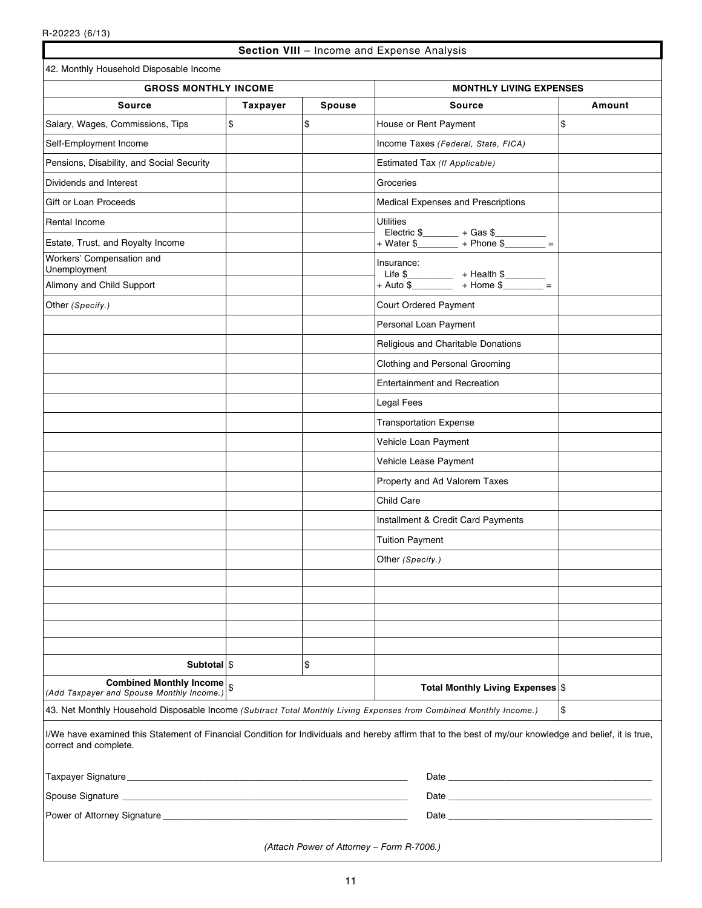R-20223 (6/13)

## Section VIII – Income and Expense Analysis

42. Monthly Household Disposable Income

| GROSS MONTHLY INCOME | | | MONTHLY LIVING EXPENSES | |
|---|---|---|---|---|
| **Source** | **Taxpayer** | **Spouse** | **Source** | **Amount** |
| Salary, Wages, Commissions, Tips | $ | $ | House or Rent Payment | $ |
| Self-Employment Income | | | Income Taxes *(Federal, State, FICA)* | |
| Pensions, Disability, and Social Security | | | Estimated Tax *(If Applicable)* | |
| Dividends and Interest | | | Groceries | |
| Gift or Loan Proceeds | | | Medical Expenses and Prescriptions | |
| Rental Income | | | Utilities Electric $_______ + Gas $__________ + Water $________ + Phone $________ = | |
| Estate, Trust, and Royalty Income | | | | |
| Workers' Compensation and Unemployment | | | Insurance: Life $_________ + Health $________ + Auto $________ + Home $________ = | |
| Alimony and Child Support | | | | |
| Other *(Specify.)* | | | Court Ordered Payment | |
| | | | Personal Loan Payment | |
| | | | Religious and Charitable Donations | |
| | | | Clothing and Personal Grooming | |
| | | | Entertainment and Recreation | |
| | | | Legal Fees | |
| | | | Transportation Expense | |
| | | | Vehicle Loan Payment | |
| | | | Vehicle Lease Payment | |
| | | | Property and Ad Valorem Taxes | |
| | | | Child Care | |
| | | | Installment & Credit Card Payments | |
| | | | Tuition Payment | |
| | | | Other *(Specify.)* | |
| | | | | |
| | | | | |
| | | | | |
| | | | | |
| | | | | |
| **Subtotal** | $ | $ | | |
| **Combined Monthly Income** *(Add Taxpayer and Spouse Monthly Income.)* | $ | | **Total Monthly Living Expenses** | $ |

43. Net Monthly Household Disposable Income *(Subtract Total Monthly Living Expenses from Combined Monthly Income.)* $

I/We have examined this Statement of Financial Condition for Individuals and hereby affirm that to the best of my/our knowledge and belief, it is true, correct and complete.

Taxpayer Signature _______________________________________ Date _______________________________

Spouse Signature _______________________________________ Date _______________________________

Power of Attorney Signature _______________________________________ Date _______________________________

*(Attach Power of Attorney – Form R-7006.)*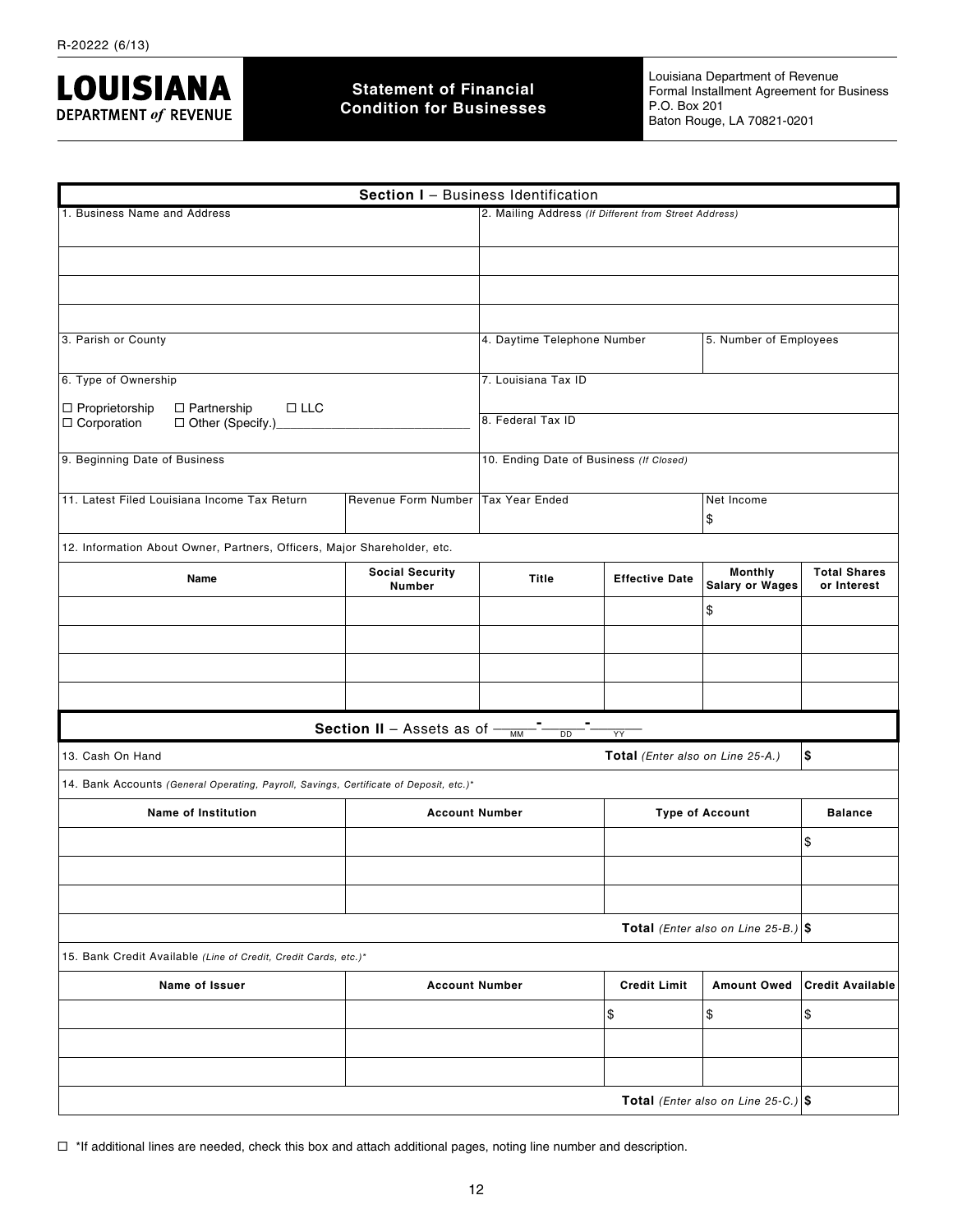R-20222 (6/13)

**LOUISIANA DEPARTMENT of REVENUE**

# Statement of Financial Condition for Businesses

Louisiana Department of Revenue
Formal Installment Agreement for Business
P.O. Box 201
Baton Rouge, LA 70821-0201

## Section I – Business Identification

| 1. Business Name and Address | | 2. Mailing Address *(If Different from Street Address)* | | | |
|---|---|---|---|---|---|
| | | | | | |
| | | | | | |
| | | | | | |
| 3. Parish or County | | 4. Daytime Telephone Number | | 5. Number of Employees | |
| 6. Type of Ownership<br>☐ Proprietorship ☐ Partnership ☐ LLC<br>☐ Corporation ☐ Other (Specify.)___________ | | 7. Louisiana Tax ID | | | |
| | | 8. Federal Tax ID | | | |
| 9. Beginning Date of Business | | 10. Ending Date of Business *(If Closed)* | | | |
| 11. Latest Filed Louisiana Income Tax Return | Revenue Form Number | Tax Year Ended | | Net Income<br>$ | |

12. Information About Owner, Partners, Officers, Major Shareholder, etc.

| Name | Social Security Number | Title | Effective Date | Monthly Salary or Wages | Total Shares or Interest |
|---|---|---|---|---|---|
| | | | | $ | |
| | | | | | |
| | | | | | |
| | | | | | |

## Section II – Assets as of ___ - ___ - ___ (MM DD YY)

| 13. Cash On Hand | **Total** *(Enter also on Line 25-A.)* | $ |
|---|---|---|

14. Bank Accounts *(General Operating, Payroll, Savings, Certificate of Deposit, etc.)**

| Name of Institution | Account Number | Type of Account | Balance |
|---|---|---|---|
| | | | $ |
| | | | |
| | | | |
| | | **Total** *(Enter also on Line 25-B.)* | $ |

15. Bank Credit Available *(Line of Credit, Credit Cards, etc.)**

| Name of Issuer | Account Number | Credit Limit | Amount Owed | Credit Available |
|---|---|---|---|---|
| | | $ | $ | $ |
| | | | | |
| | | | | |
| | | | **Total** *(Enter also on Line 25-C.)* | $ |

☐ *If additional lines are needed, check this box and attach additional pages, noting line number and description.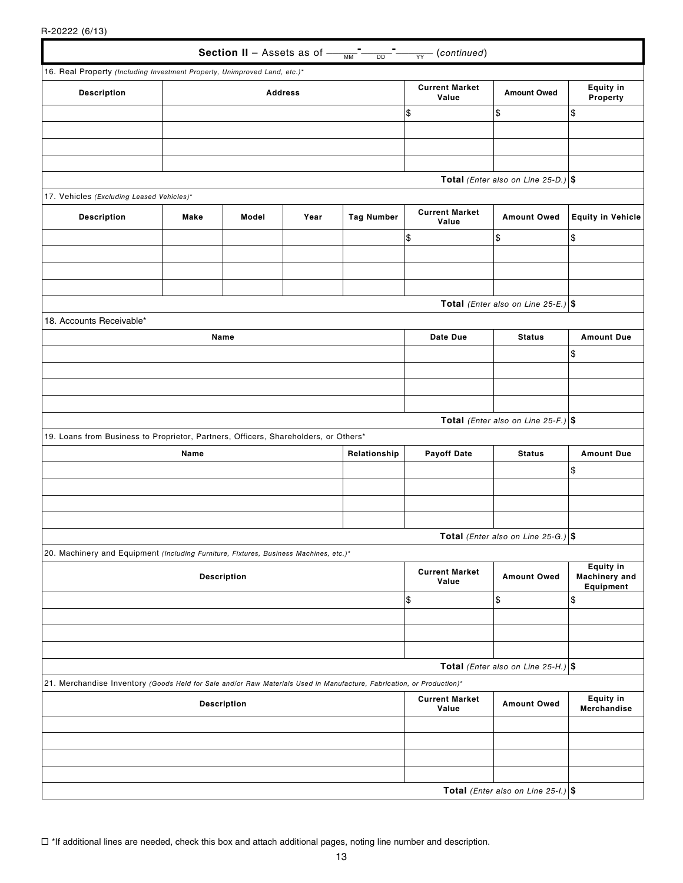R-20222 (6/13)

## Section II – Assets as of ____-____-____ (continued)
MM DD YY

16. Real Property *(Including Investment Property, Unimproved Land, etc.)**

| Description | Address | Current Market Value | Amount Owed | Equity in Property |
|---|---|---|---|---|
| | | $ | $ | $ |
| | | | | |
| | | | | |
| | | | | |
| | | | **Total** *(Enter also on Line 25-D.)* | **$** |

17. Vehicles *(Excluding Leased Vehicles)**

| Description | Make | Model | Year | Tag Number | Current Market Value | Amount Owed | Equity in Vehicle |
|---|---|---|---|---|---|---|---|
| | | | | | $ | $ | $ |
| | | | | | | | |
| | | | | | | | |
| | | | | | | | |
| | | | | | | **Total** *(Enter also on Line 25-E.)* | **$** |

18. Accounts Receivable*

| Name | Date Due | Status | Amount Due |
|---|---|---|---|
| | | | $ |
| | | | |
| | | | |
| | | | |
| | | **Total** *(Enter also on Line 25-F.)* | **$** |

19. Loans from Business to Proprietor, Partners, Officers, Shareholders, or Others*

| Name | Relationship | Payoff Date | Status | Amount Due |
|---|---|---|---|---|
| | | | | $ |
| | | | | |
| | | | | |
| | | | | |
| | | | **Total** *(Enter also on Line 25-G.)* | **$** |

20. Machinery and Equipment *(Including Furniture, Fixtures, Business Machines, etc.)**

| Description | Current Market Value | Amount Owed | Equity in Machinery and Equipment |
|---|---|---|---|
| | $ | $ | $ |
| | | | |
| | | | |
| | | | |
| | | **Total** *(Enter also on Line 25-H.)* | **$** |

21. Merchandise Inventory *(Goods Held for Sale and/or Raw Materials Used in Manufacture, Fabrication, or Production)**

| Description | Current Market Value | Amount Owed | Equity in Merchandise |
|---|---|---|---|
| | | | |
| | | | |
| | | | |
| | | | |
| | | **Total** *(Enter also on Line 25-I.)* | **$** |

☐ *If additional lines are needed, check this box and attach additional pages, noting line number and description.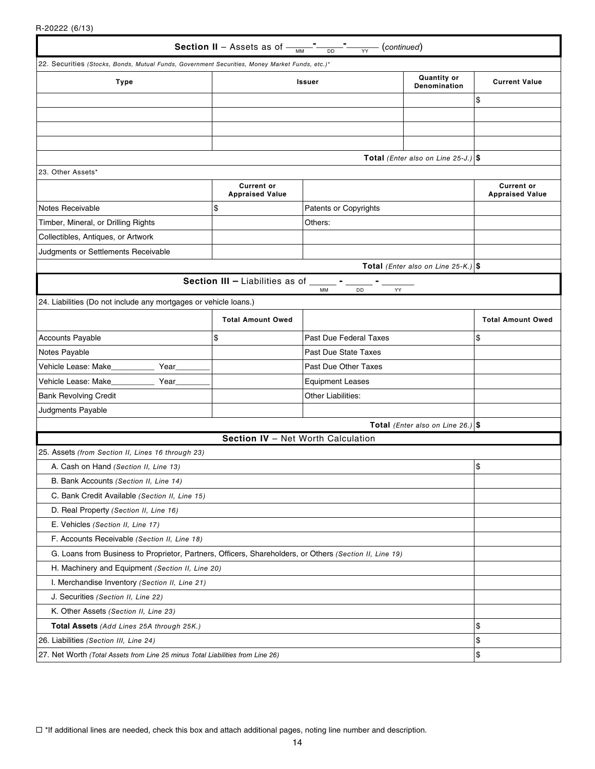R-20222 (6/13)

## Section II – Assets as of ____-____-____ (MM DD YY) (*continued*)

22. Securities *(Stocks, Bonds, Mutual Funds, Government Securities, Money Market Funds, etc.)**

| Type | Issuer | Quantity or Denomination | Current Value |
|---|---|---|---|
| | | | $ |
| | | | |
| | | | |
| | | | |
| | | **Total** *(Enter also on Line 25-J.)* | **$** |

23. Other Assets*

| | Current or Appraised Value | | Current or Appraised Value |
|---|---|---|---|
| Notes Receivable | $ | Patents or Copyrights | |
| Timber, Mineral, or Drilling Rights | | Others: | |
| Collectibles, Antiques, or Artwork | | | |
| Judgments or Settlements Receivable | | | |
| | | **Total** *(Enter also on Line 25-K.)* | **$** |

## Section III – Liabilities as of _____ - _____ - ______ (MM DD YY)

24. Liabilities (Do not include any mortgages or vehicle loans.)

| | Total Amount Owed | | Total Amount Owed |
|---|---|---|---|
| Accounts Payable | $ | Past Due Federal Taxes | $ |
| Notes Payable | | Past Due State Taxes | |
| Vehicle Lease: Make__________ Year_______ | | Past Due Other Taxes | |
| Vehicle Lease: Make__________ Year_______ | | Equipment Leases | |
| Bank Revolving Credit | | Other Liabilities: | |
| Judgments Payable | | | |
| | | **Total** *(Enter also on Line 26.)* | **$** |

## Section IV – Net Worth Calculation

| | |
|---|---|
| 25. Assets *(from Section II, Lines 16 through 23)* | |
| A. Cash on Hand *(Section II, Line 13)* | $ |
| B. Bank Accounts *(Section II, Line 14)* | |
| C. Bank Credit Available *(Section II, Line 15)* | |
| D. Real Property *(Section II, Line 16)* | |
| E. Vehicles *(Section II, Line 17)* | |
| F. Accounts Receivable *(Section II, Line 18)* | |
| G. Loans from Business to Proprietor, Partners, Officers, Shareholders, or Others *(Section II, Line 19)* | |
| H. Machinery and Equipment *(Section II, Line 20)* | |
| I. Merchandise Inventory *(Section II, Line 21)* | |
| J. Securities *(Section II, Line 22)* | |
| K. Other Assets *(Section II, Line 23)* | |
| **Total Assets** *(Add Lines 25A through 25K.)* | $ |
| 26. Liabilities *(Section III, Line 24)* | $ |
| 27. Net Worth *(Total Assets from Line 25 minus Total Liabilities from Line 26)* | $ |

☐ *If additional lines are needed, check this box and attach additional pages, noting line number and description.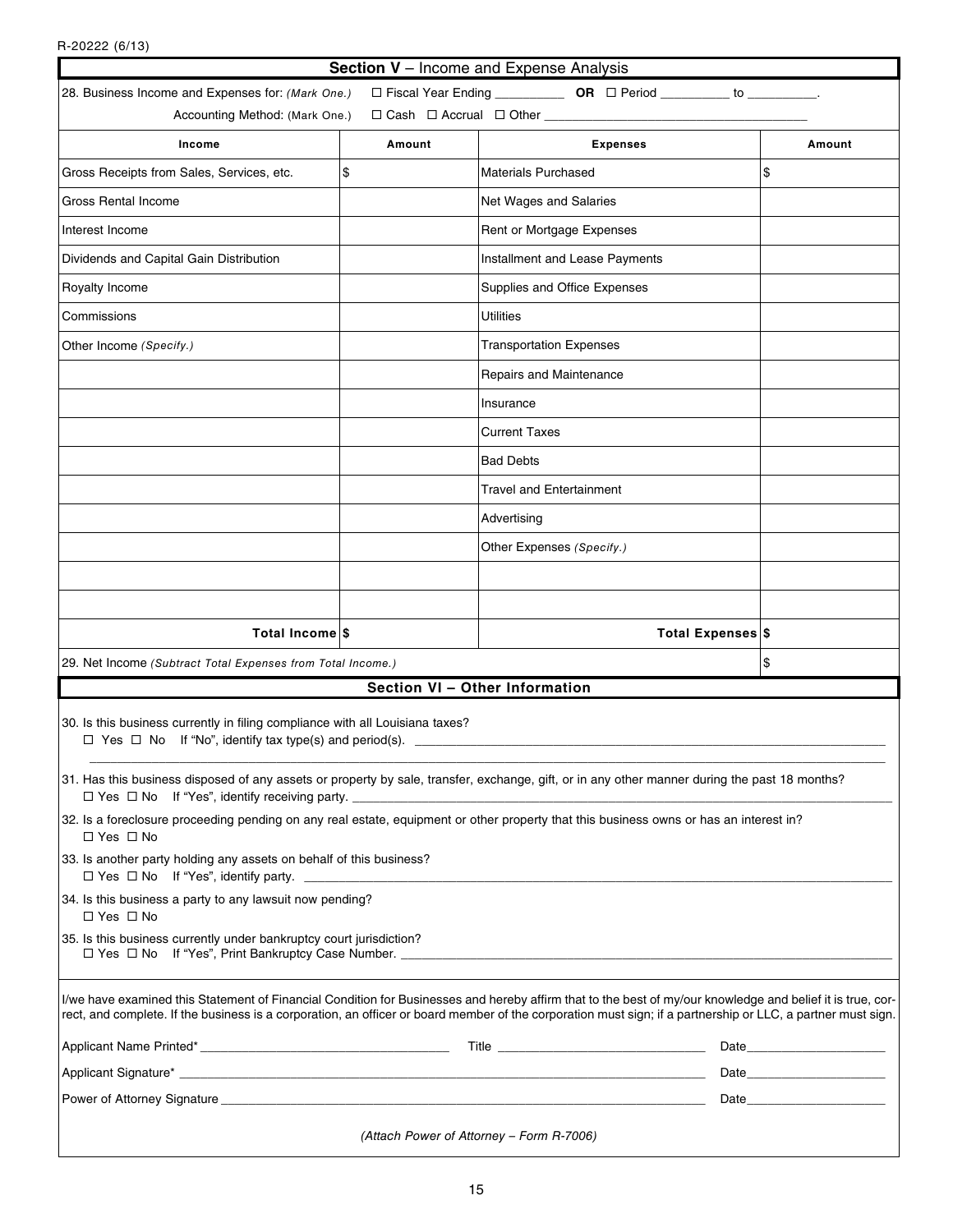R-20222 (6/13)

## Section V – Income and Expense Analysis

28. Business Income and Expenses for: *(Mark One.)* ☐ Fiscal Year Ending __________ **OR** ☐ Period __________ to __________.

Accounting Method: (Mark One.) ☐ Cash ☐ Accrual ☐ Other ______________________________________

| Income | Amount | Expenses | Amount |
|---|---|---|---|
| Gross Receipts from Sales, Services, etc. | $ | Materials Purchased | $ |
| Gross Rental Income | | Net Wages and Salaries | |
| Interest Income | | Rent or Mortgage Expenses | |
| Dividends and Capital Gain Distribution | | Installment and Lease Payments | |
| Royalty Income | | Supplies and Office Expenses | |
| Commissions | | Utilities | |
| Other Income *(Specify.)* | | Transportation Expenses | |
| | | Repairs and Maintenance | |
| | | Insurance | |
| | | Current Taxes | |
| | | Bad Debts | |
| | | Travel and Entertainment | |
| | | Advertising | |
| | | Other Expenses *(Specify.)* | |
| | | | |
| | | | |
| **Total Income** | $ | **Total Expenses** | $ |
| 29. Net Income *(Subtract Total Expenses from Total Income.)* | | | $ |

## Section VI – Other Information

30. Is this business currently in filing compliance with all Louisiana taxes?
☐ Yes ☐ No If "No", identify tax type(s) and period(s). ______________________________________

31. Has this business disposed of any assets or property by sale, transfer, exchange, gift, or in any other manner during the past 18 months?
☐ Yes ☐ No If "Yes", identify receiving party. ______________________________________

32. Is a foreclosure proceeding pending on any real estate, equipment or other property that this business owns or has an interest in?
☐ Yes ☐ No

33. Is another party holding any assets on behalf of this business?
☐ Yes ☐ No If "Yes", identify party. ______________________________________

34. Is this business a party to any lawsuit now pending?
☐ Yes ☐ No

35. Is this business currently under bankruptcy court jurisdiction?
☐ Yes ☐ No If "Yes", Print Bankruptcy Case Number. ______________________________________

I/we have examined this Statement of Financial Condition for Businesses and hereby affirm that to the best of my/our knowledge and belief it is true, correct, and complete. If the business is a corporation, an officer or board member of the corporation must sign; if a partnership or LLC, a partner must sign.

Applicant Name Printed* ______________________ Title ______________________ Date______________

Applicant Signature* ______________________________________ Date______________

Power of Attorney Signature ______________________________________ Date______________

*(Attach Power of Attorney – Form R-7006)*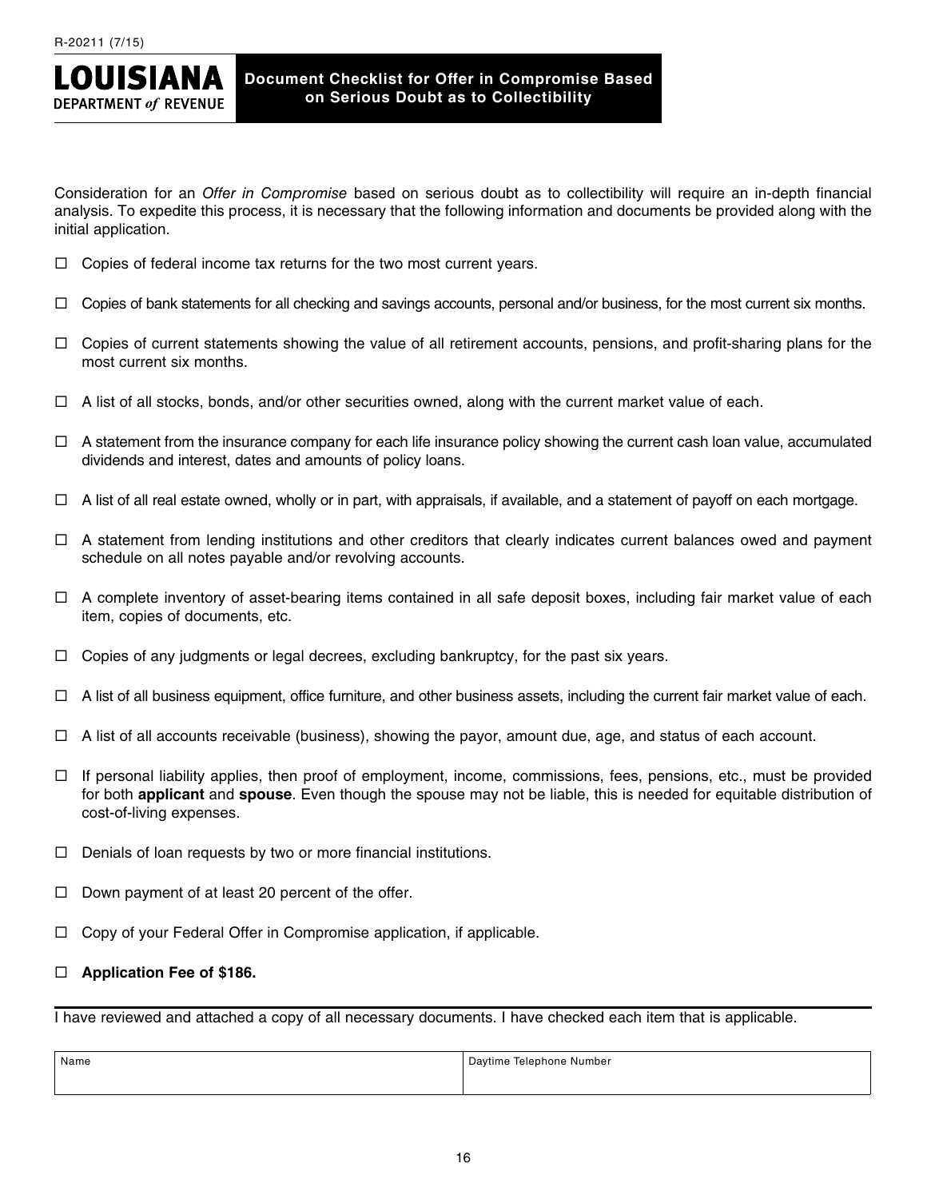R-20211 (7/15)

**LOUISIANA DEPARTMENT *of* REVENUE**

# Document Checklist for Offer in Compromise Based on Serious Doubt as to Collectibility

Consideration for an *Offer in Compromise* based on serious doubt as to collectibility will require an in-depth financial analysis. To expedite this process, it is necessary that the following information and documents be provided along with the initial application.

- ☐ Copies of federal income tax returns for the two most current years.
- ☐ Copies of bank statements for all checking and savings accounts, personal and/or business, for the most current six months.
- ☐ Copies of current statements showing the value of all retirement accounts, pensions, and profit-sharing plans for the most current six months.
- ☐ A list of all stocks, bonds, and/or other securities owned, along with the current market value of each.
- ☐ A statement from the insurance company for each life insurance policy showing the current cash loan value, accumulated dividends and interest, dates and amounts of policy loans.
- ☐ A list of all real estate owned, wholly or in part, with appraisals, if available, and a statement of payoff on each mortgage.
- ☐ A statement from lending institutions and other creditors that clearly indicates current balances owed and payment schedule on all notes payable and/or revolving accounts.
- ☐ A complete inventory of asset-bearing items contained in all safe deposit boxes, including fair market value of each item, copies of documents, etc.
- ☐ Copies of any judgments or legal decrees, excluding bankruptcy, for the past six years.
- ☐ A list of all business equipment, office furniture, and other business assets, including the current fair market value of each.
- ☐ A list of all accounts receivable (business), showing the payor, amount due, age, and status of each account.
- ☐ If personal liability applies, then proof of employment, income, commissions, fees, pensions, etc., must be provided for both **applicant** and **spouse**. Even though the spouse may not be liable, this is needed for equitable distribution of cost-of-living expenses.
- ☐ Denials of loan requests by two or more financial institutions.
- ☐ Down payment of at least 20 percent of the offer.
- ☐ Copy of your Federal Offer in Compromise application, if applicable.
- ☐ **Application Fee of $186.**

I have reviewed and attached a copy of all necessary documents. I have checked each item that is applicable.

| Name | Daytime Telephone Number |
|---|---|
| | |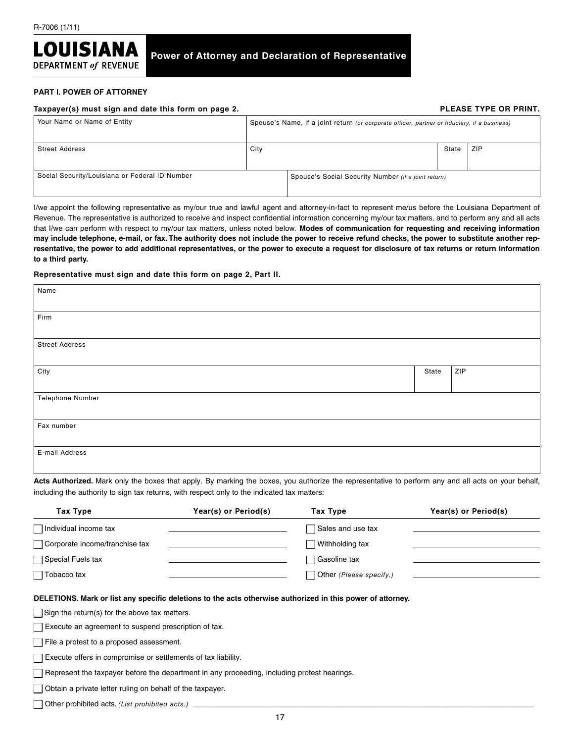R-7006 (1/11)

# LOUISIANA DEPARTMENT of REVENUE

## Power of Attorney and Declaration of Representative

### PART I. POWER OF ATTORNEY

**Taxpayer(s) must sign and date this form on page 2.** **PLEASE TYPE OR PRINT.**

| Your Name or Name of Entity | Spouse's Name, if a joint return *(or corporate officer, partner or fiduciary, if a business)* | | |
|---|---|---|---|
| Street Address | City | State | ZIP |
| Social Security/Louisiana or Federal ID Number | Spouse's Social Security Number *(if a joint return)* | | |

I/we appoint the following representative as my/our true and lawful agent and attorney-in-fact to represent me/us before the Louisiana Department of Revenue. The representative is authorized to receive and inspect confidential information concerning my/our tax matters, and to perform any and all acts that I/we can perform with respect to my/our tax matters, unless noted below. **Modes of communication for requesting and receiving information may include telephone, e-mail, or fax. The authority does not include the power to receive refund checks, the power to substitute another representative, the power to add additional representatives, or the power to execute a request for disclosure of tax returns or return information to a third party.**

**Representative must sign and date this form on page 2, Part II.**

| Name | | |
|---|---|---|
| Firm | | |
| Street Address | | |
| City | State | ZIP |
| Telephone Number | | |
| Fax number | | |
| E-mail Address | | |

**Acts Authorized.** Mark only the boxes that apply. By marking the boxes, you authorize the representative to perform any and all acts on your behalf, including the authority to sign tax returns, with respect only to the indicated tax matters:

| Tax Type | Year(s) or Period(s) | Tax Type | Year(s) or Period(s) |
|---|---|---|---|
| ☐ Individual income tax | | ☐ Sales and use tax | |
| ☐ Corporate income/franchise tax | | ☐ Withholding tax | |
| ☐ Special Fuels tax | | ☐ Gasoline tax | |
| ☐ Tobacco tax | | ☐ Other *(Please specify.)* | |

**DELETIONS. Mark or list any specific deletions to the acts otherwise authorized in this power of attorney.**

☐ Sign the return(s) for the above tax matters.

☐ Execute an agreement to suspend prescription of tax.

☐ File a protest to a proposed assessment.

☐ Execute offers in compromise or settlements of tax liability.

☐ Represent the taxpayer before the department in any proceeding, including protest hearings.

☐ Obtain a private letter ruling on behalf of the taxpayer.

☐ Other prohibited acts. *(List prohibited acts.)* \_\_\_\_\_\_\_\_\_\_\_\_\_\_\_\_\_\_\_\_\_\_\_\_\_\_\_\_\_\_\_\_\_\_\_\_\_\_\_\_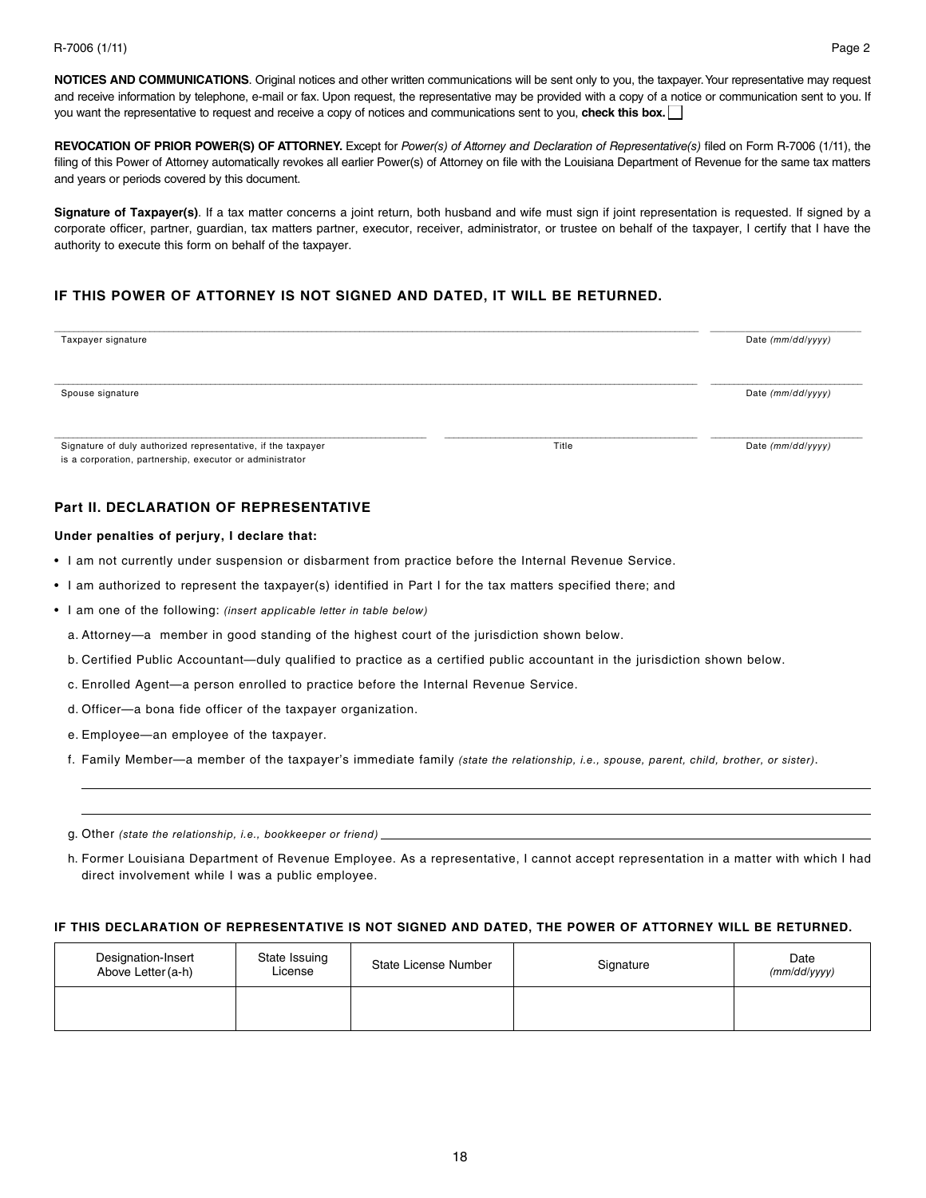**NOTICES AND COMMUNICATIONS**. Original notices and other written communications will be sent only to you, the taxpayer. Your representative may request and receive information by telephone, e-mail or fax. Upon request, the representative may be provided with a copy of a notice or communication sent to you. If you want the representative to request and receive a copy of notices and communications sent to you, **check this box.** ☐

**REVOCATION OF PRIOR POWER(S) OF ATTORNEY.** Except for *Power(s) of Attorney and Declaration of Representative(s)* filed on Form R-7006 (1/11), the filing of this Power of Attorney automatically revokes all earlier Power(s) of Attorney on file with the Louisiana Department of Revenue for the same tax matters and years or periods covered by this document.

**Signature of Taxpayer(s)**. If a tax matter concerns a joint return, both husband and wife must sign if joint representation is requested. If signed by a corporate officer, partner, guardian, tax matters partner, executor, receiver, administrator, or trustee on behalf of the taxpayer, I certify that I have the authority to execute this form on behalf of the taxpayer.

### IF THIS POWER OF ATTORNEY IS NOT SIGNED AND DATED, IT WILL BE RETURNED.

Taxpayer signature ______________________ Date *(mm/dd/yyyy)* __________

Spouse signature ______________________ Date *(mm/dd/yyyy)* __________

Signature of duly authorized representative, if the taxpayer is a corporation, partnership, executor or administrator ______________________ Title __________ Date *(mm/dd/yyyy)* __________

## Part II. DECLARATION OF REPRESENTATIVE

**Under penalties of perjury, I declare that:**

- I am not currently under suspension or disbarment from practice before the Internal Revenue Service.
- I am authorized to represent the taxpayer(s) identified in Part I for the tax matters specified there; and
- I am one of the following: *(insert applicable letter in table below)*

a. Attorney—a member in good standing of the highest court of the jurisdiction shown below.

b. Certified Public Accountant—duly qualified to practice as a certified public accountant in the jurisdiction shown below.

c. Enrolled Agent—a person enrolled to practice before the Internal Revenue Service.

d. Officer—a bona fide officer of the taxpayer organization.

e. Employee—an employee of the taxpayer.

f. Family Member—a member of the taxpayer's immediate family *(state the relationship, i.e., spouse, parent, child, brother, or sister)*.

______________________________________________

______________________________________________

g. Other *(state the relationship, i.e., bookkeeper or friend)* ______________________

h. Former Louisiana Department of Revenue Employee. As a representative, I cannot accept representation in a matter with which I had direct involvement while I was a public employee.

### IF THIS DECLARATION OF REPRESENTATIVE IS NOT SIGNED AND DATED, THE POWER OF ATTORNEY WILL BE RETURNED.

| Designation-Insert Above Letter (a-h) | State Issuing License | State License Number | Signature | Date *(mm/dd/yyyy)* |
|---|---|---|---|---|
| | | | | |